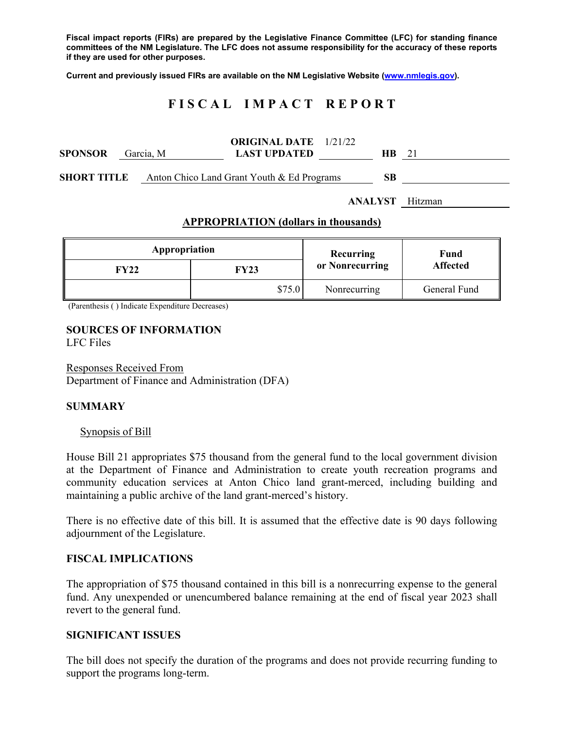**Fiscal impact reports (FIRs) are prepared by the Legislative Finance Committee (LFC) for standing finance committees of the NM Legislature. The LFC does not assume responsibility for the accuracy of these reports if they are used for other purposes.**

**Current and previously issued FIRs are available on the NM Legislative Website (www.nmlegis.gov).**

# FISCAL IMPACT REPORT

**SPONSOR** Garcia, M **ORIGINAL DATE** 1/21/22 **LAST UPDATED** **HB** 21

**SHORT TITLE** Anton Chico Land Grant Youth & Ed Programs **SB**

**ANALYST** Hitzman

## APPROPRIATION (dollars in thousands)

| Appropriation | | Recurring or Nonrecurring | Fund Affected |
|---|---|---|---|
| **FY22** | **FY23** | | |
| | $75.0 | Nonrecurring | General Fund |

(Parenthesis ( ) Indicate Expenditure Decreases)

### SOURCES OF INFORMATION

LFC Files

Responses Received From
Department of Finance and Administration (DFA)

### SUMMARY

Synopsis of Bill

House Bill 21 appropriates $75 thousand from the general fund to the local government division at the Department of Finance and Administration to create youth recreation programs and community education services at Anton Chico land grant-merced, including building and maintaining a public archive of the land grant-merced's history.

There is no effective date of this bill. It is assumed that the effective date is 90 days following adjournment of the Legislature.

### FISCAL IMPLICATIONS

The appropriation of $75 thousand contained in this bill is a nonrecurring expense to the general fund. Any unexpended or unencumbered balance remaining at the end of fiscal year 2023 shall revert to the general fund.

### SIGNIFICANT ISSUES

The bill does not specify the duration of the programs and does not provide recurring funding to support the programs long-term.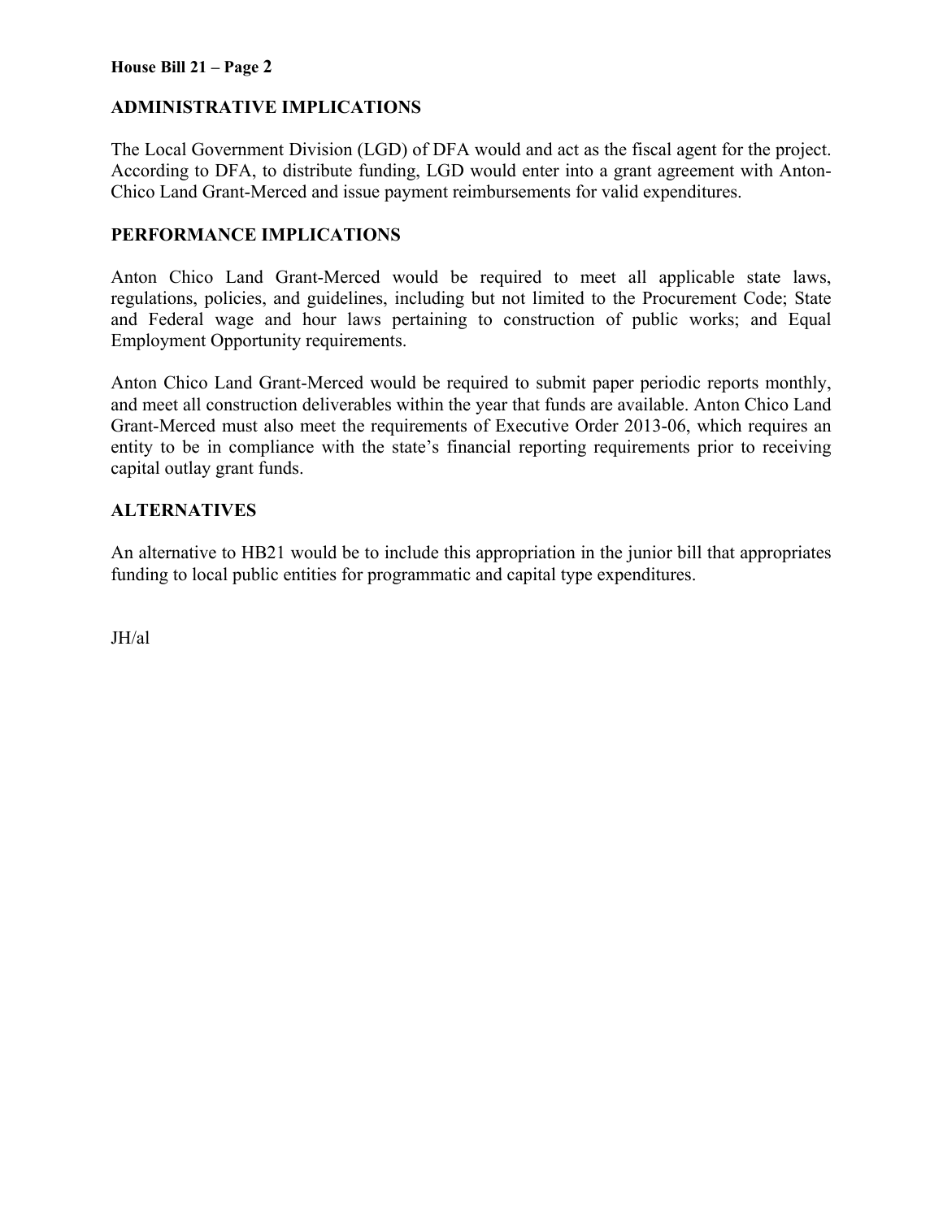## ADMINISTRATIVE IMPLICATIONS

The Local Government Division (LGD) of DFA would and act as the fiscal agent for the project. According to DFA, to distribute funding, LGD would enter into a grant agreement with Anton-Chico Land Grant-Merced and issue payment reimbursements for valid expenditures.

## PERFORMANCE IMPLICATIONS

Anton Chico Land Grant-Merced would be required to meet all applicable state laws, regulations, policies, and guidelines, including but not limited to the Procurement Code; State and Federal wage and hour laws pertaining to construction of public works; and Equal Employment Opportunity requirements.

Anton Chico Land Grant-Merced would be required to submit paper periodic reports monthly, and meet all construction deliverables within the year that funds are available. Anton Chico Land Grant-Merced must also meet the requirements of Executive Order 2013-06, which requires an entity to be in compliance with the state's financial reporting requirements prior to receiving capital outlay grant funds.

## ALTERNATIVES

An alternative to HB21 would be to include this appropriation in the junior bill that appropriates funding to local public entities for programmatic and capital type expenditures.

JH/al